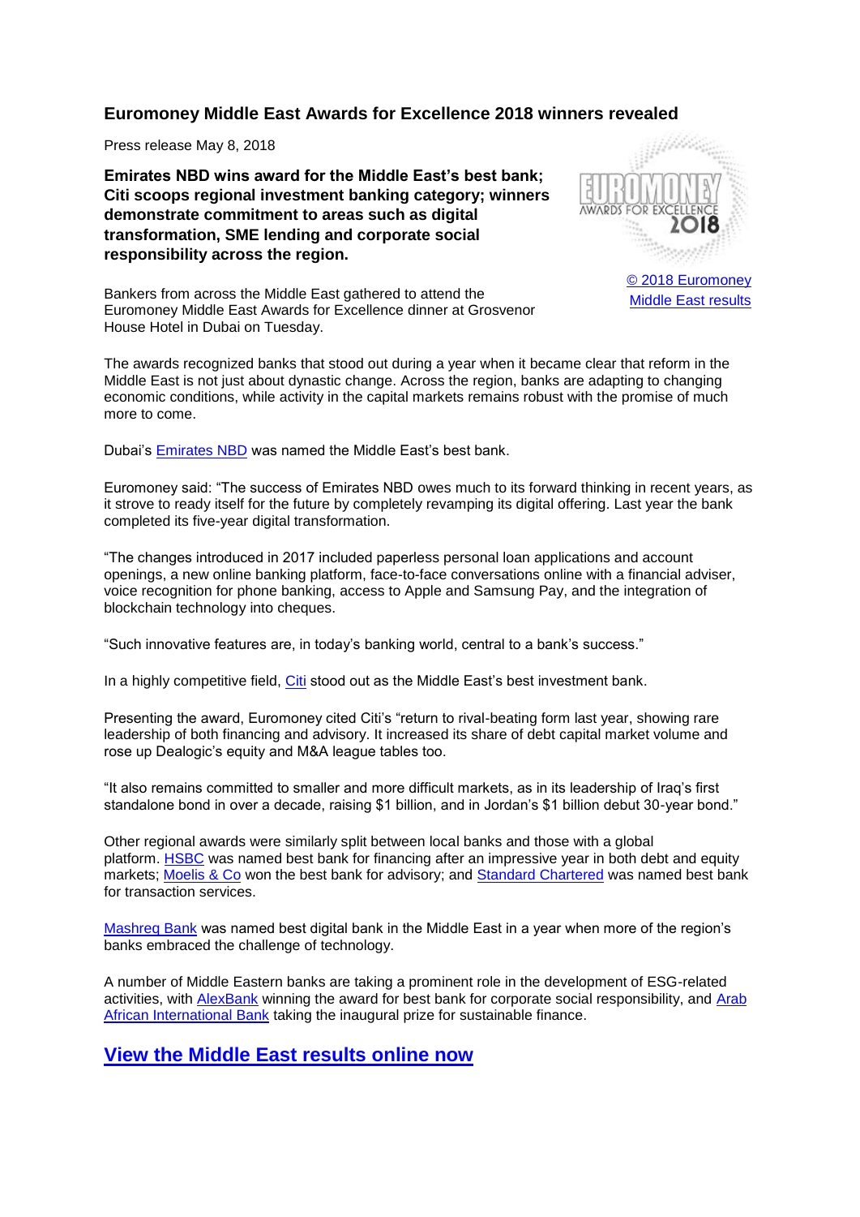# Euromoney Middle East Awards for Excellence 2018 winners revealed

Press release May 8, 2018

**Emirates NBD wins award for the Middle East's best bank; Citi scoops regional investment banking category; winners demonstrate commitment to areas such as digital transformation, SME lending and corporate social responsibility across the region.**

© 2018 Euromoney Middle East results

Bankers from across the Middle East gathered to attend the Euromoney Middle East Awards for Excellence dinner at Grosvenor House Hotel in Dubai on Tuesday.

The awards recognized banks that stood out during a year when it became clear that reform in the Middle East is not just about dynastic change. Across the region, banks are adapting to changing economic conditions, while activity in the capital markets remains robust with the promise of much more to come.

Dubai's Emirates NBD was named the Middle East's best bank.

Euromoney said: "The success of Emirates NBD owes much to its forward thinking in recent years, as it strove to ready itself for the future by completely revamping its digital offering. Last year the bank completed its five-year digital transformation.

"The changes introduced in 2017 included paperless personal loan applications and account openings, a new online banking platform, face-to-face conversations online with a financial adviser, voice recognition for phone banking, access to Apple and Samsung Pay, and the integration of blockchain technology into cheques.

"Such innovative features are, in today's banking world, central to a bank's success."

In a highly competitive field, Citi stood out as the Middle East's best investment bank.

Presenting the award, Euromoney cited Citi's "return to rival-beating form last year, showing rare leadership of both financing and advisory. It increased its share of debt capital market volume and rose up Dealogic's equity and M&A league tables too.

"It also remains committed to smaller and more difficult markets, as in its leadership of Iraq's first standalone bond in over a decade, raising $1 billion, and in Jordan's $1 billion debut 30-year bond."

Other regional awards were similarly split between local banks and those with a global platform. HSBC was named best bank for financing after an impressive year in both debt and equity markets; Moelis & Co won the best bank for advisory; and Standard Chartered was named best bank for transaction services.

Mashreq Bank was named best digital bank in the Middle East in a year when more of the region's banks embraced the challenge of technology.

A number of Middle Eastern banks are taking a prominent role in the development of ESG-related activities, with AlexBank winning the award for best bank for corporate social responsibility, and Arab African International Bank taking the inaugural prize for sustainable finance.

## View the Middle East results online now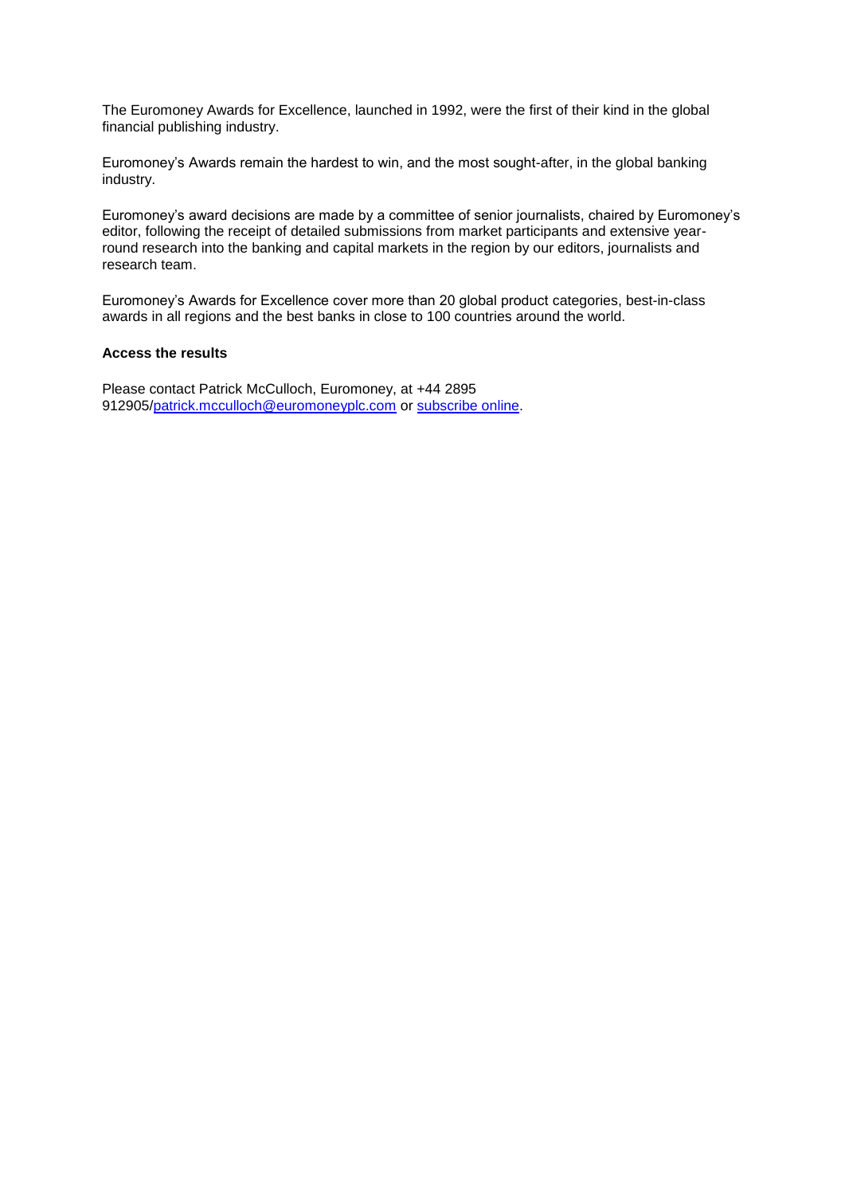The Euromoney Awards for Excellence, launched in 1992, were the first of their kind in the global financial publishing industry.

Euromoney's Awards remain the hardest to win, and the most sought-after, in the global banking industry.

Euromoney's award decisions are made by a committee of senior journalists, chaired by Euromoney's editor, following the receipt of detailed submissions from market participants and extensive year-round research into the banking and capital markets in the region by our editors, journalists and research team.

Euromoney's Awards for Excellence cover more than 20 global product categories, best-in-class awards in all regions and the best banks in close to 100 countries around the world.

**Access the results**

Please contact Patrick McCulloch, Euromoney, at +44 2895 912905/patrick.mcculloch@euromoneyplc.com or subscribe online.